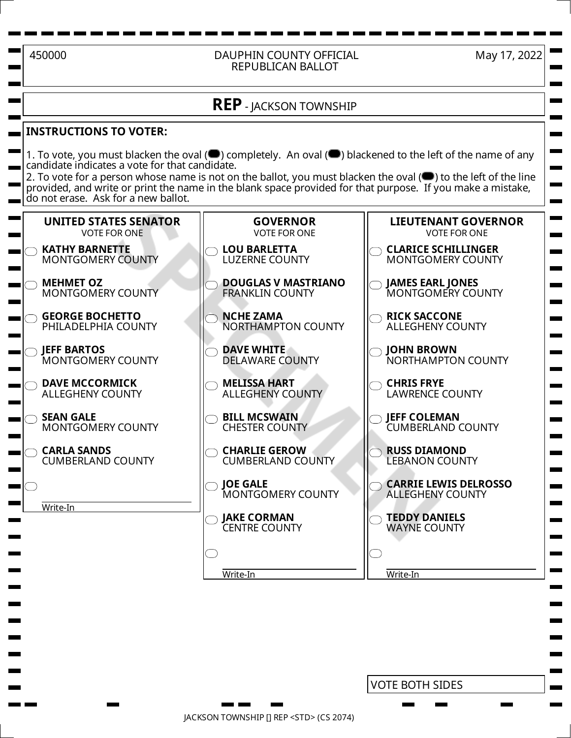450000

DAUPHIN COUNTY OFFICIAL
REPUBLICAN BALLOT

May 17, 2022

# REP - JACKSON TOWNSHIP

**INSTRUCTIONS TO VOTER:**

1. To vote, you must blacken the oval (⬬) completely. An oval (⬬) blackened to the left of the name of any candidate indicates a vote for that candidate.
2. To vote for a person whose name is not on the ballot, you must blacken the oval (⬬) to the left of the line provided, and write or print the name in the blank space provided for that purpose. If you make a mistake, do not erase. Ask for a new ballot.

## UNITED STATES SENATOR
VOTE FOR ONE

- ⬭ **KATHY BARNETTE**
  MONTGOMERY COUNTY
- ⬭ **MEHMET OZ**
  MONTGOMERY COUNTY
- ⬭ **GEORGE BOCHETTO**
  PHILADELPHIA COUNTY
- ⬭ **JEFF BARTOS**
  MONTGOMERY COUNTY
- ⬭ **DAVE MCCORMICK**
  ALLEGHENY COUNTY
- ⬭ **SEAN GALE**
  MONTGOMERY COUNTY
- ⬭ **CARLA SANDS**
  CUMBERLAND COUNTY
- ⬭ ______________
  Write-In

## GOVERNOR
VOTE FOR ONE

- ⬭ **LOU BARLETTA**
  LUZERNE COUNTY
- ⬭ **DOUGLAS V MASTRIANO**
  FRANKLIN COUNTY
- ⬭ **NCHE ZAMA**
  NORTHAMPTON COUNTY
- ⬭ **DAVE WHITE**
  DELAWARE COUNTY
- ⬭ **MELISSA HART**
  ALLEGHENY COUNTY
- ⬭ **BILL MCSWAIN**
  CHESTER COUNTY
- ⬭ **CHARLIE GEROW**
  CUMBERLAND COUNTY
- ⬭ **JOE GALE**
  MONTGOMERY COUNTY
- ⬭ **JAKE CORMAN**
  CENTRE COUNTY
- ⬭ ______________
  Write-In

## LIEUTENANT GOVERNOR
VOTE FOR ONE

- ⬭ **CLARICE SCHILLINGER**
  MONTGOMERY COUNTY
- ⬭ **JAMES EARL JONES**
  MONTGOMERY COUNTY
- ⬭ **RICK SACCONE**
  ALLEGHENY COUNTY
- ⬭ **JOHN BROWN**
  NORTHAMPTON COUNTY
- ⬭ **CHRIS FRYE**
  LAWRENCE COUNTY
- ⬭ **JEFF COLEMAN**
  CUMBERLAND COUNTY
- ⬭ **RUSS DIAMOND**
  LEBANON COUNTY
- ⬭ **CARRIE LEWIS DELROSSO**
  ALLEGHENY COUNTY
- ⬭ **TEDDY DANIELS**
  WAYNE COUNTY
- ⬭ ______________
  Write-In

VOTE BOTH SIDES

JACKSON TOWNSHIP [] REP <STD> (CS 2074)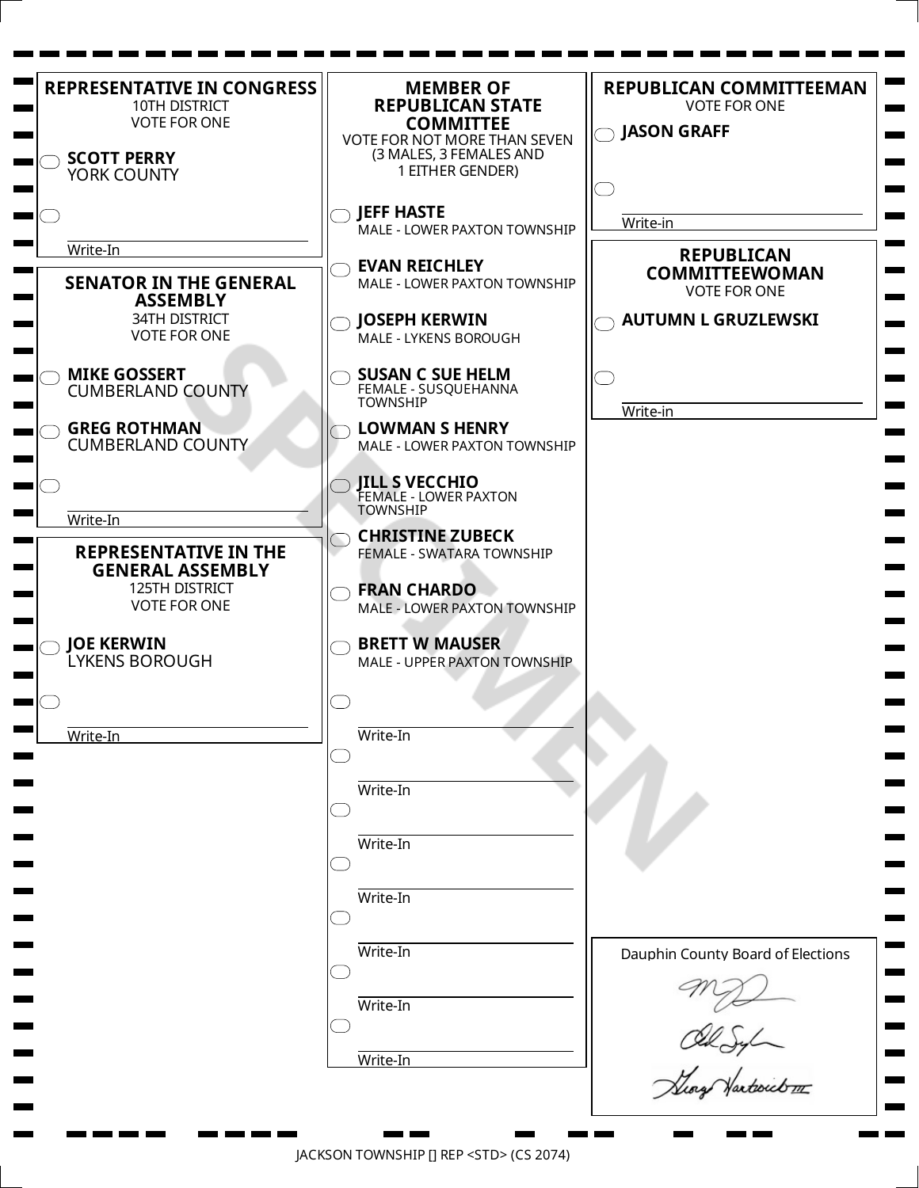## REPRESENTATIVE IN CONGRESS

10TH DISTRICT
VOTE FOR ONE

- **SCOTT PERRY**
  YORK COUNTY
- Write-In

## SENATOR IN THE GENERAL ASSEMBLY

34TH DISTRICT
VOTE FOR ONE

- **MIKE GOSSERT**
  CUMBERLAND COUNTY
- **GREG ROTHMAN**
  CUMBERLAND COUNTY
- Write-In

## REPRESENTATIVE IN THE GENERAL ASSEMBLY

125TH DISTRICT
VOTE FOR ONE

- **JOE KERWIN**
  LYKENS BOROUGH
- Write-In

## MEMBER OF REPUBLICAN STATE COMMITTEE

VOTE FOR NOT MORE THAN SEVEN
(3 MALES, 3 FEMALES AND
1 EITHER GENDER)

- **JEFF HASTE**
  MALE - LOWER PAXTON TOWNSHIP
- **EVAN REICHLEY**
  MALE - LOWER PAXTON TOWNSHIP
- **JOSEPH KERWIN**
  MALE - LYKENS BOROUGH
- **SUSAN C SUE HELM**
  FEMALE - SUSQUEHANNA TOWNSHIP
- **LOWMAN S HENRY**
  MALE - LOWER PAXTON TOWNSHIP
- **JILL S VECCHIO**
  FEMALE - LOWER PAXTON TOWNSHIP
- **CHRISTINE ZUBECK**
  FEMALE - SWATARA TOWNSHIP
- **FRAN CHARDO**
  MALE - LOWER PAXTON TOWNSHIP
- **BRETT W MAUSER**
  MALE - UPPER PAXTON TOWNSHIP
- Write-In
- Write-In
- Write-In
- Write-In
- Write-In
- Write-In
- Write-In

## REPUBLICAN COMMITTEEMAN

VOTE FOR ONE

- **JASON GRAFF**
- Write-in

## REPUBLICAN COMMITTEEWOMAN

VOTE FOR ONE

- **AUTUMN L GRUZLEWSKI**
- Write-in

SPECIMEN

Dauphin County Board of Elections

JACKSON TOWNSHIP [] REP <STD> (CS 2074)